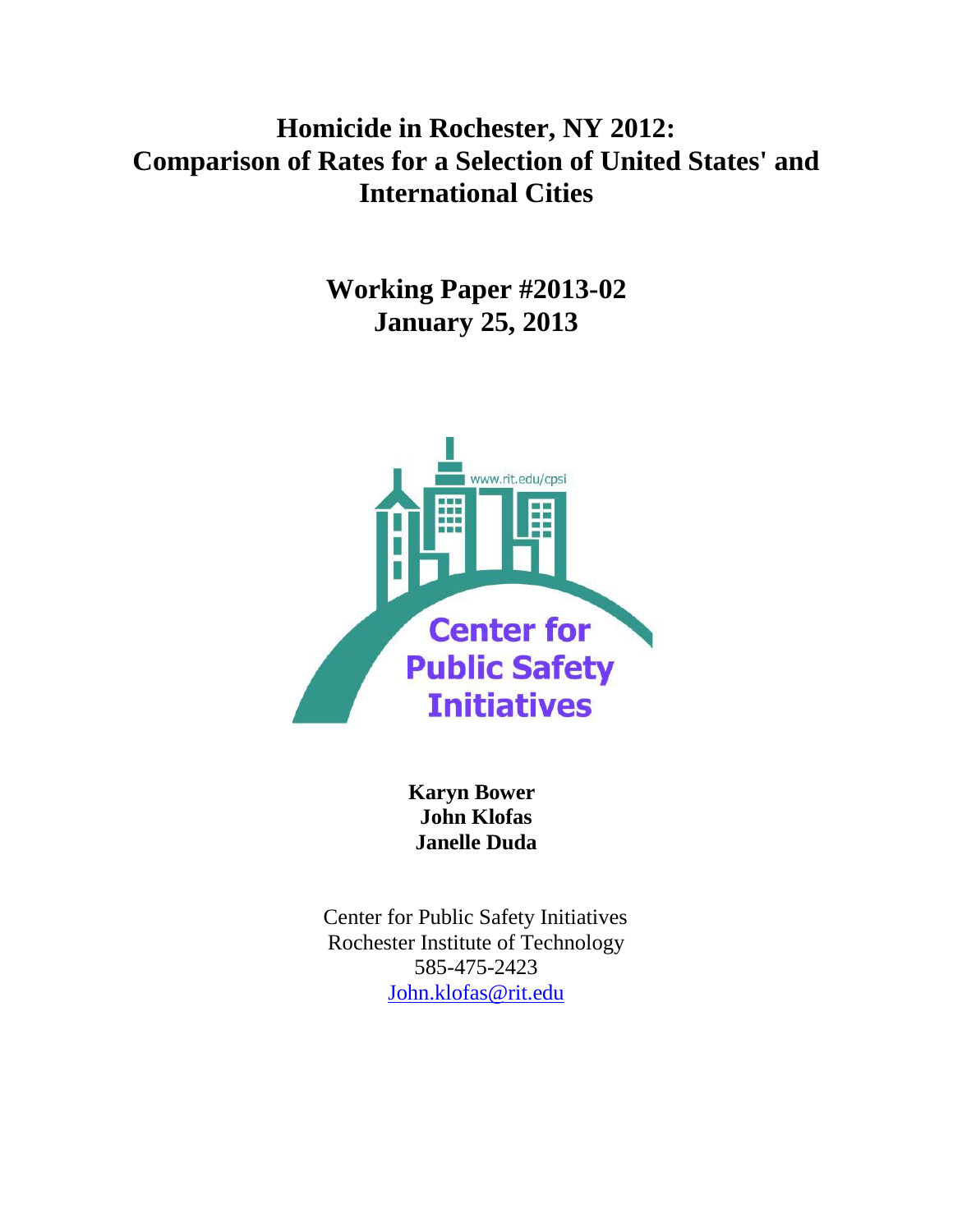# Homicide in Rochester, NY 2012: Comparison of Rates for a Selection of United States' and International Cities

## Working Paper #2013-02
## January 25, 2013

www.rit.edu/cpsi

Center for Public Safety Initiatives

**Karyn Bower**
**John Klofas**
**Janelle Duda**

Center for Public Safety Initiatives
Rochester Institute of Technology
585-475-2423
John.klofas@rit.edu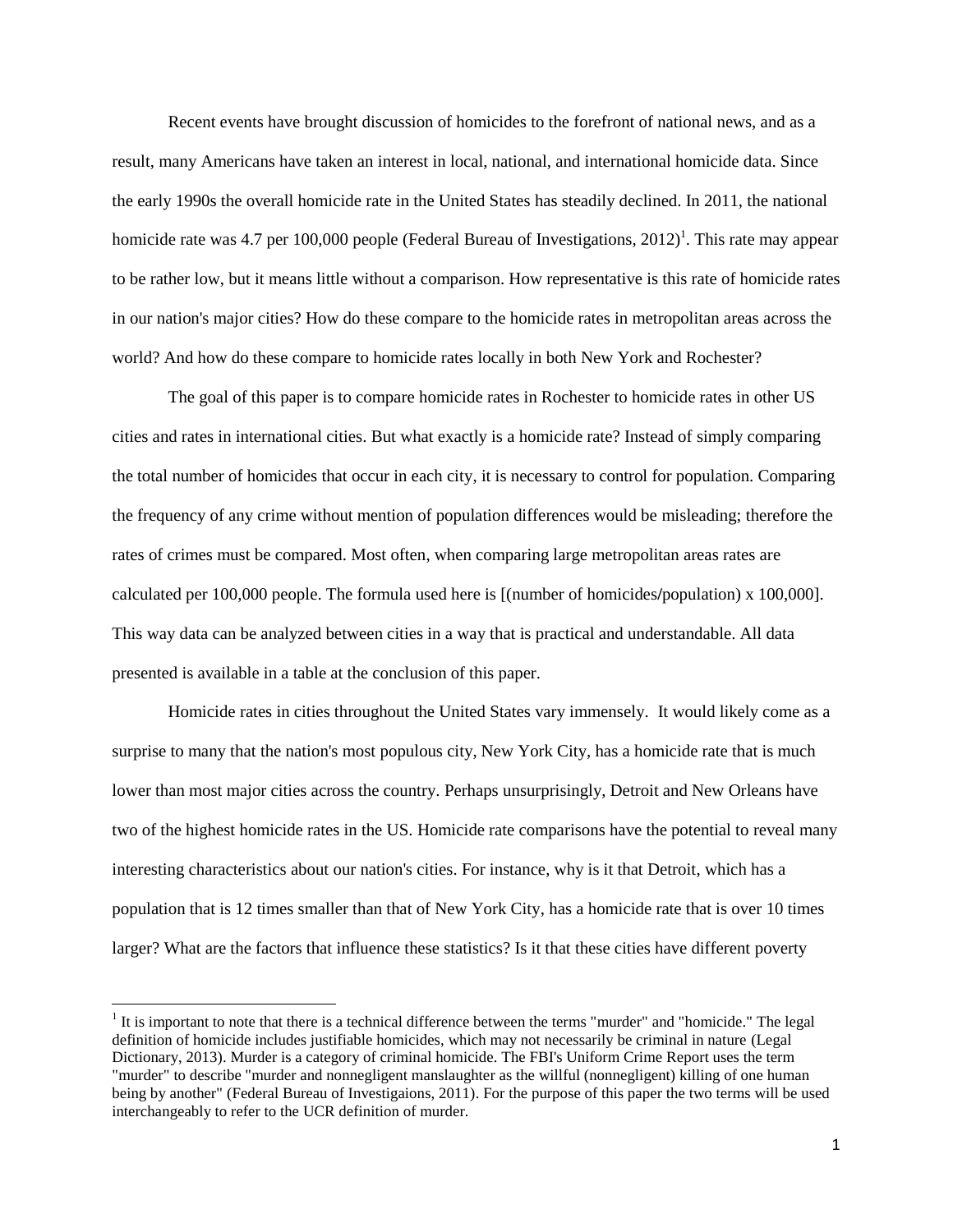Recent events have brought discussion of homicides to the forefront of national news, and as a result, many Americans have taken an interest in local, national, and international homicide data. Since the early 1990s the overall homicide rate in the United States has steadily declined. In 2011, the national homicide rate was 4.7 per 100,000 people (Federal Bureau of Investigations, 2012)[1]. This rate may appear to be rather low, but it means little without a comparison. How representative is this rate of homicide rates in our nation's major cities? How do these compare to the homicide rates in metropolitan areas across the world? And how do these compare to homicide rates locally in both New York and Rochester?

The goal of this paper is to compare homicide rates in Rochester to homicide rates in other US cities and rates in international cities. But what exactly is a homicide rate? Instead of simply comparing the total number of homicides that occur in each city, it is necessary to control for population. Comparing the frequency of any crime without mention of population differences would be misleading; therefore the rates of crimes must be compared. Most often, when comparing large metropolitan areas rates are calculated per 100,000 people. The formula used here is [(number of homicides/population) x 100,000]. This way data can be analyzed between cities in a way that is practical and understandable. All data presented is available in a table at the conclusion of this paper.

Homicide rates in cities throughout the United States vary immensely. It would likely come as a surprise to many that the nation's most populous city, New York City, has a homicide rate that is much lower than most major cities across the country. Perhaps unsurprisingly, Detroit and New Orleans have two of the highest homicide rates in the US. Homicide rate comparisons have the potential to reveal many interesting characteristics about our nation's cities. For instance, why is it that Detroit, which has a population that is 12 times smaller than that of New York City, has a homicide rate that is over 10 times larger? What are the factors that influence these statistics? Is it that these cities have different poverty

[1] It is important to note that there is a technical difference between the terms "murder" and "homicide." The legal definition of homicide includes justifiable homicides, which may not necessarily be criminal in nature (Legal Dictionary, 2013). Murder is a category of criminal homicide. The FBI's Uniform Crime Report uses the term "murder" to describe "murder and nonnegligent manslaughter as the willful (nonnegligent) killing of one human being by another" (Federal Bureau of Investigaions, 2011). For the purpose of this paper the two terms will be used interchangeably to refer to the UCR definition of murder.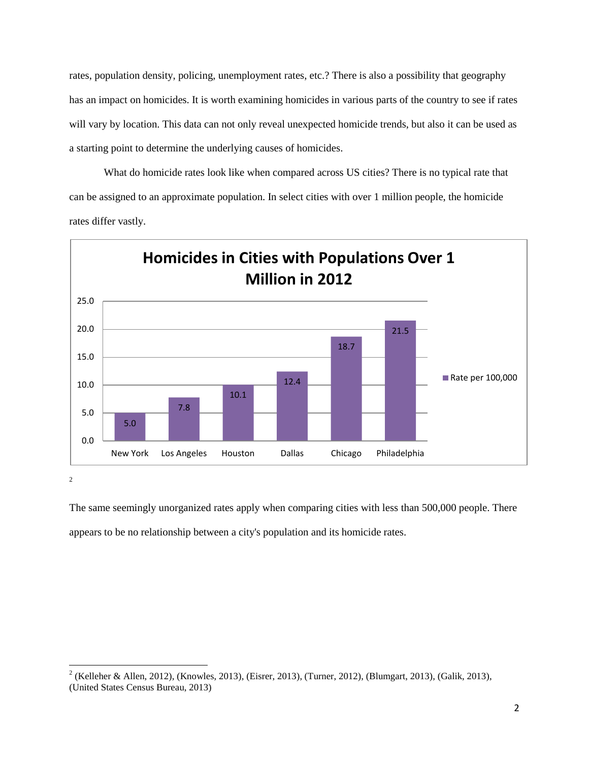rates, population density, policing, unemployment rates, etc.? There is also a possibility that geography has an impact on homicides. It is worth examining homicides in various parts of the country to see if rates will vary by location. This data can not only reveal unexpected homicide trends, but also it can be used as a starting point to determine the underlying causes of homicides.

What do homicide rates look like when compared across US cities? There is no typical rate that can be assigned to an approximate population. In select cities with over 1 million people, the homicide rates differ vastly.

**Homicides in Cities with Populations Over 1 Million in 2012**

| City | Rate per 100,000 |
|---|---|
| New York | 5.0 |
| Los Angeles | 7.8 |
| Houston | 10.1 |
| Dallas | 12.4 |
| Chicago | 18.7 |
| Philadelphia | 21.5 |

[2]

The same seemingly unorganized rates apply when comparing cities with less than 500,000 people. There appears to be no relationship between a city's population and its homicide rates.

---

[2] (Kelleher & Allen, 2012), (Knowles, 2013), (Eisrer, 2013), (Turner, 2012), (Blumgart, 2013), (Galik, 2013), (United States Census Bureau, 2013)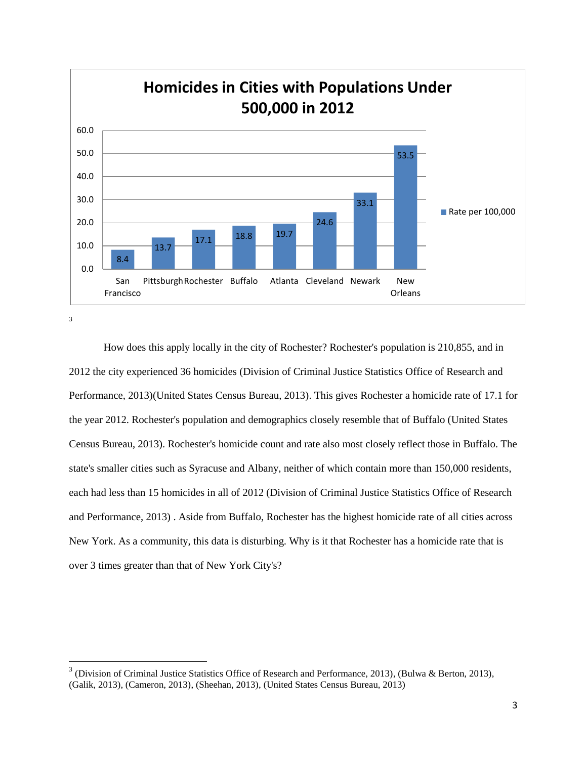**Homicides in Cities with Populations Under 500,000 in 2012**

| City | Rate per 100,000 |
|---|---|
| San Francisco | 8.4 |
| Pittsburgh | 13.7 |
| Rochester | 17.1 |
| Buffalo | 18.8 |
| Atlanta | 19.7 |
| Cleveland | 24.6 |
| Newark | 33.1 |
| New Orleans | 53.5 |

[3]

How does this apply locally in the city of Rochester? Rochester's population is 210,855, and in 2012 the city experienced 36 homicides (Division of Criminal Justice Statistics Office of Research and Performance, 2013)(United States Census Bureau, 2013). This gives Rochester a homicide rate of 17.1 for the year 2012. Rochester's population and demographics closely resemble that of Buffalo (United States Census Bureau, 2013). Rochester's homicide count and rate also most closely reflect those in Buffalo. The state's smaller cities such as Syracuse and Albany, neither of which contain more than 150,000 residents, each had less than 15 homicides in all of 2012 (Division of Criminal Justice Statistics Office of Research and Performance, 2013) . Aside from Buffalo, Rochester has the highest homicide rate of all cities across New York. As a community, this data is disturbing. Why is it that Rochester has a homicide rate that is over 3 times greater than that of New York City's?

---

[3] (Division of Criminal Justice Statistics Office of Research and Performance, 2013), (Bulwa & Berton, 2013), (Galik, 2013), (Cameron, 2013), (Sheehan, 2013), (United States Census Bureau, 2013)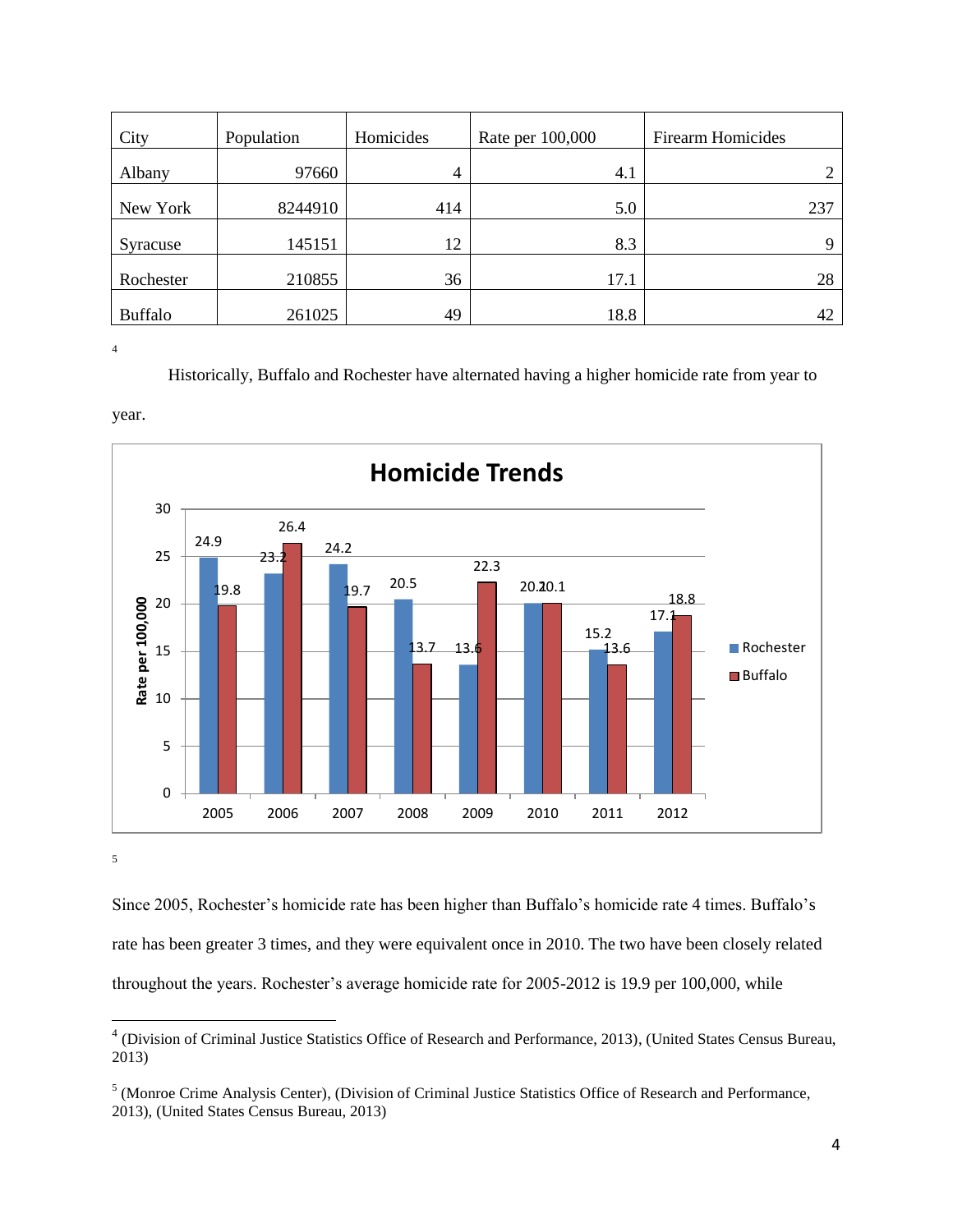| City | Population | Homicides | Rate per 100,000 | Firearm Homicides |
|---|---|---|---|---|
| Albany | 97660 | 4 | 4.1 | 2 |
| New York | 8244910 | 414 | 5.0 | 237 |
| Syracuse | 145151 | 12 | 8.3 | 9 |
| Rochester | 210855 | 36 | 17.1 | 28 |
| Buffalo | 261025 | 49 | 18.8 | 42 |

[4]

Historically, Buffalo and Rochester have alternated having a higher homicide rate from year to year.

**Homicide Trends**

| Year | Rochester | Buffalo |
|---|---|---|
| 2005 | 24.9 | 19.8 |
| 2006 | 23.2 | 26.4 |
| 2007 | 24.2 | 19.7 |
| 2008 | 20.5 | 13.7 |
| 2009 | 13.6 | 22.3 |
| 2010 | 20.1 | 20.1 |
| 2011 | 15.2 | 13.6 |
| 2012 | 17.1 | 18.8 |

[5]

Since 2005, Rochester's homicide rate has been higher than Buffalo's homicide rate 4 times. Buffalo's rate has been greater 3 times, and they were equivalent once in 2010. The two have been closely related throughout the years. Rochester's average homicide rate for 2005-2012 is 19.9 per 100,000, while

---

[4] (Division of Criminal Justice Statistics Office of Research and Performance, 2013), (United States Census Bureau, 2013)

[5] (Monroe Crime Analysis Center), (Division of Criminal Justice Statistics Office of Research and Performance, 2013), (United States Census Bureau, 2013)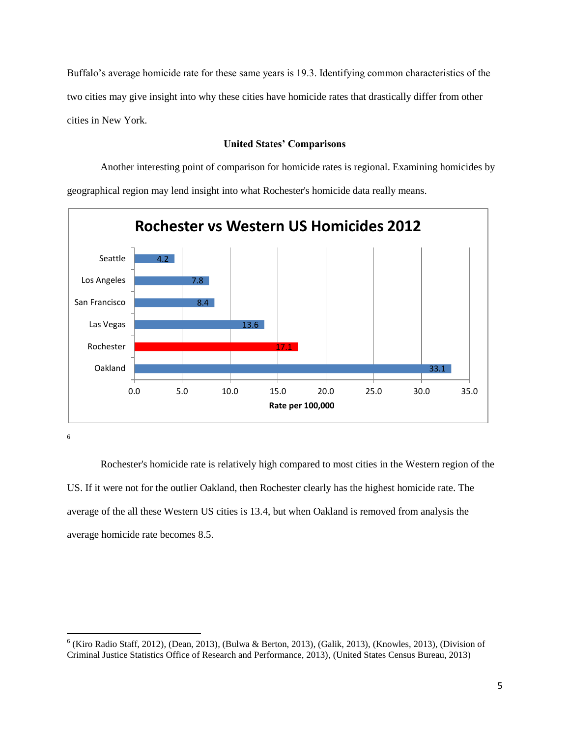Buffalo's average homicide rate for these same years is 19.3. Identifying common characteristics of the two cities may give insight into why these cities have homicide rates that drastically differ from other cities in New York.

### United States' Comparisons

Another interesting point of comparison for homicide rates is regional. Examining homicides by geographical region may lend insight into what Rochester's homicide data really means.

**Rochester vs Western US Homicides 2012**

| City | Rate per 100,000 |
|---|---|
| Seattle | 4.2 |
| Los Angeles | 7.8 |
| San Francisco | 8.4 |
| Las Vegas | 13.6 |
| Rochester | 17.1 |
| Oakland | 33.1 |

[6]

Rochester's homicide rate is relatively high compared to most cities in the Western region of the US. If it were not for the outlier Oakland, then Rochester clearly has the highest homicide rate. The average of the all these Western US cities is 13.4, but when Oakland is removed from analysis the average homicide rate becomes 8.5.

---

[6] (Kiro Radio Staff, 2012), (Dean, 2013), (Bulwa & Berton, 2013), (Galik, 2013), (Knowles, 2013), (Division of Criminal Justice Statistics Office of Research and Performance, 2013), (United States Census Bureau, 2013)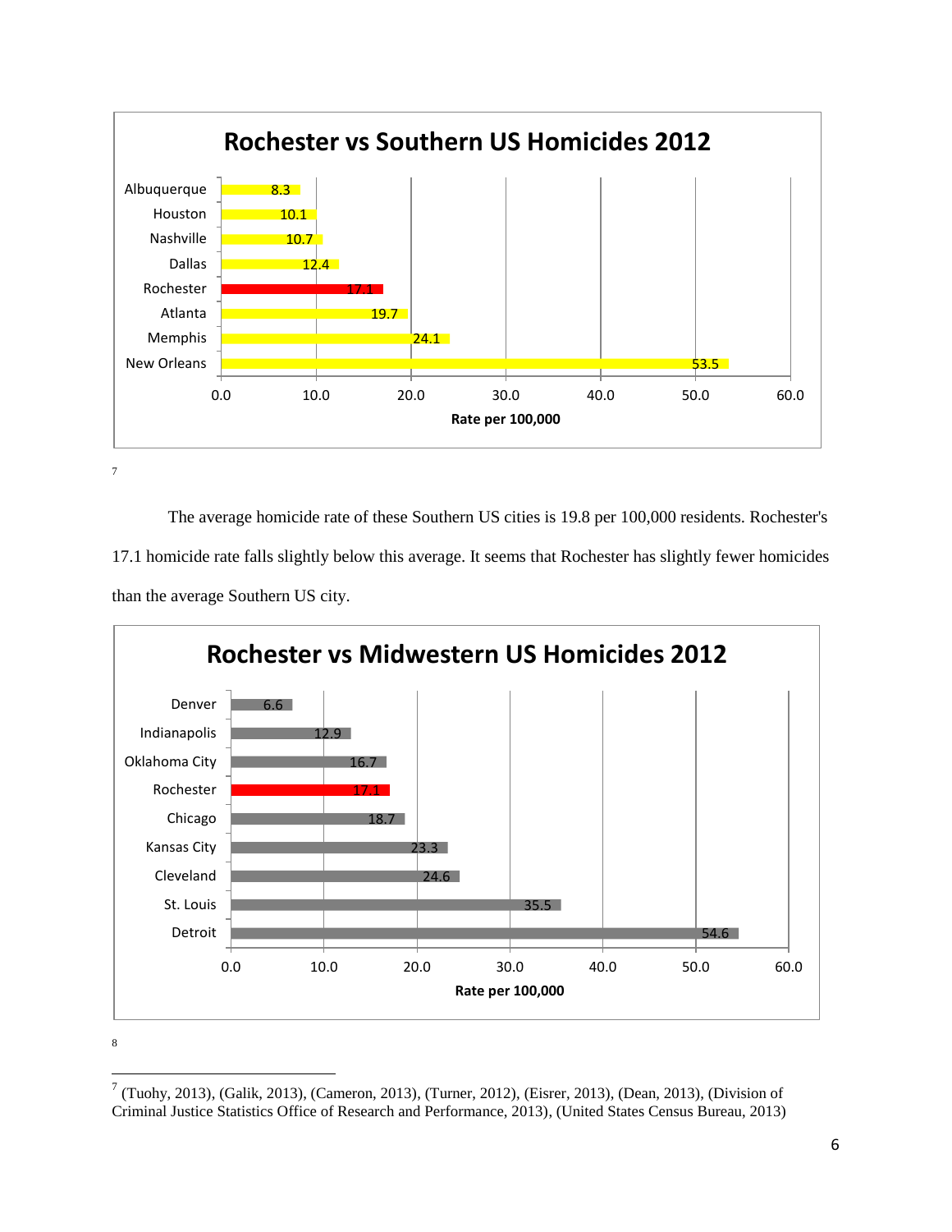**Rochester vs Southern US Homicides 2012**

| City | Rate per 100,000 |
| --- | --- |
| Albuquerque | 8.3 |
| Houston | 10.1 |
| Nashville | 10.7 |
| Dallas | 12.4 |
| Rochester | 17.1 |
| Atlanta | 19.7 |
| Memphis | 24.1 |
| New Orleans | 53.5 |

[7]

The average homicide rate of these Southern US cities is 19.8 per 100,000 residents. Rochester's 17.1 homicide rate falls slightly below this average. It seems that Rochester has slightly fewer homicides than the average Southern US city.

**Rochester vs Midwestern US Homicides 2012**

| City | Rate per 100,000 |
| --- | --- |
| Denver | 6.6 |
| Indianapolis | 12.9 |
| Oklahoma City | 16.7 |
| Rochester | 17.1 |
| Chicago | 18.7 |
| Kansas City | 23.3 |
| Cleveland | 24.6 |
| St. Louis | 35.5 |
| Detroit | 54.6 |

[8]

[7] (Tuohy, 2013), (Galik, 2013), (Cameron, 2013), (Turner, 2012), (Eisrer, 2013), (Dean, 2013), (Division of Criminal Justice Statistics Office of Research and Performance, 2013), (United States Census Bureau, 2013)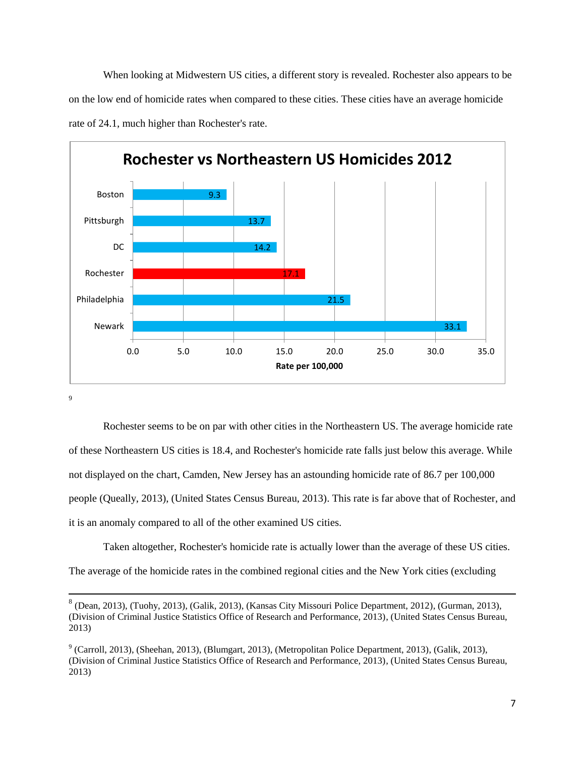When looking at Midwestern US cities, a different story is revealed. Rochester also appears to be on the low end of homicide rates when compared to these cities. These cities have an average homicide rate of 24.1, much higher than Rochester's rate.

**Rochester vs Northeastern US Homicides 2012**

| City | Rate per 100,000 |
|---|---|
| Boston | 9.3 |
| Pittsburgh | 13.7 |
| DC | 14.2 |
| Rochester | 17.1 |
| Philadelphia | 21.5 |
| Newark | 33.1 |

[9]

Rochester seems to be on par with other cities in the Northeastern US. The average homicide rate of these Northeastern US cities is 18.4, and Rochester's homicide rate falls just below this average. While not displayed on the chart, Camden, New Jersey has an astounding homicide rate of 86.7 per 100,000 people (Queally, 2013), (United States Census Bureau, 2013). This rate is far above that of Rochester, and it is an anomaly compared to all of the other examined US cities.

Taken altogether, Rochester's homicide rate is actually lower than the average of these US cities. The average of the homicide rates in the combined regional cities and the New York cities (excluding

---

[8] (Dean, 2013), (Tuohy, 2013), (Galik, 2013), (Kansas City Missouri Police Department, 2012), (Gurman, 2013), (Division of Criminal Justice Statistics Office of Research and Performance, 2013), (United States Census Bureau, 2013)

[9] (Carroll, 2013), (Sheehan, 2013), (Blumgart, 2013), (Metropolitan Police Department, 2013), (Galik, 2013), (Division of Criminal Justice Statistics Office of Research and Performance, 2013), (United States Census Bureau, 2013)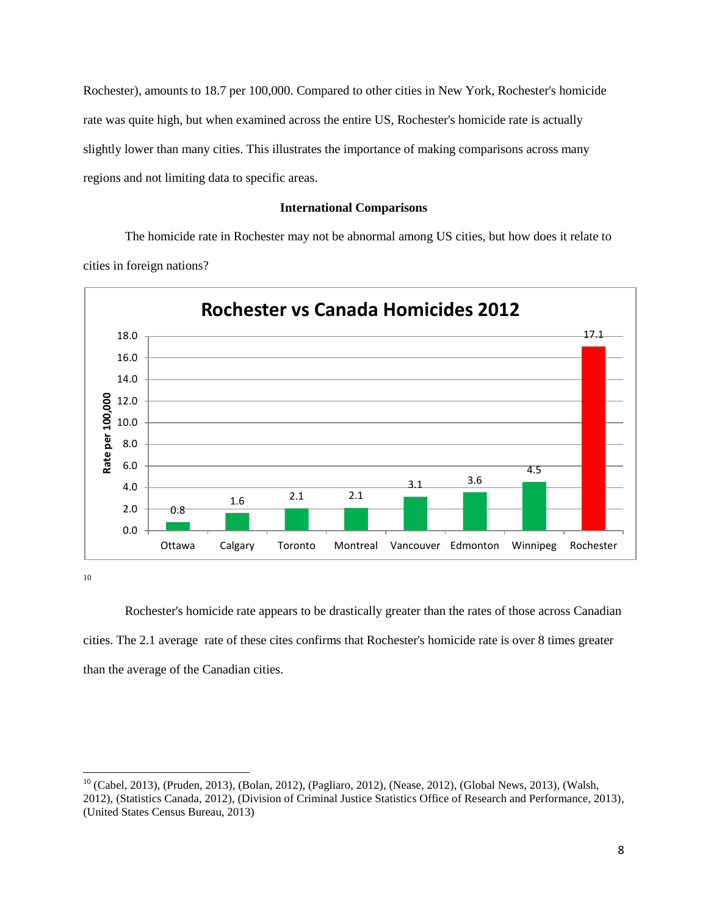Rochester), amounts to 18.7 per 100,000. Compared to other cities in New York, Rochester's homicide rate was quite high, but when examined across the entire US, Rochester's homicide rate is actually slightly lower than many cities. This illustrates the importance of making comparisons across many regions and not limiting data to specific areas.

### International Comparisons

The homicide rate in Rochester may not be abnormal among US cities, but how does it relate to cities in foreign nations?

**Rochester vs Canada Homicides 2012**

| City | Rate per 100,000 |
|---|---|
| Ottawa | 0.8 |
| Calgary | 1.6 |
| Toronto | 2.1 |
| Montreal | 2.1 |
| Vancouver | 3.1 |
| Edmonton | 3.6 |
| Winnipeg | 4.5 |
| Rochester | 17.1 |

[10]

Rochester's homicide rate appears to be drastically greater than the rates of those across Canadian cities. The 2.1 average rate of these cites confirms that Rochester's homicide rate is over 8 times greater than the average of the Canadian cities.

---

[10] (Cabel, 2013), (Pruden, 2013), (Bolan, 2012), (Pagliaro, 2012), (Nease, 2012), (Global News, 2013), (Walsh, 2012), (Statistics Canada, 2012), (Division of Criminal Justice Statistics Office of Research and Performance, 2013), (United States Census Bureau, 2013)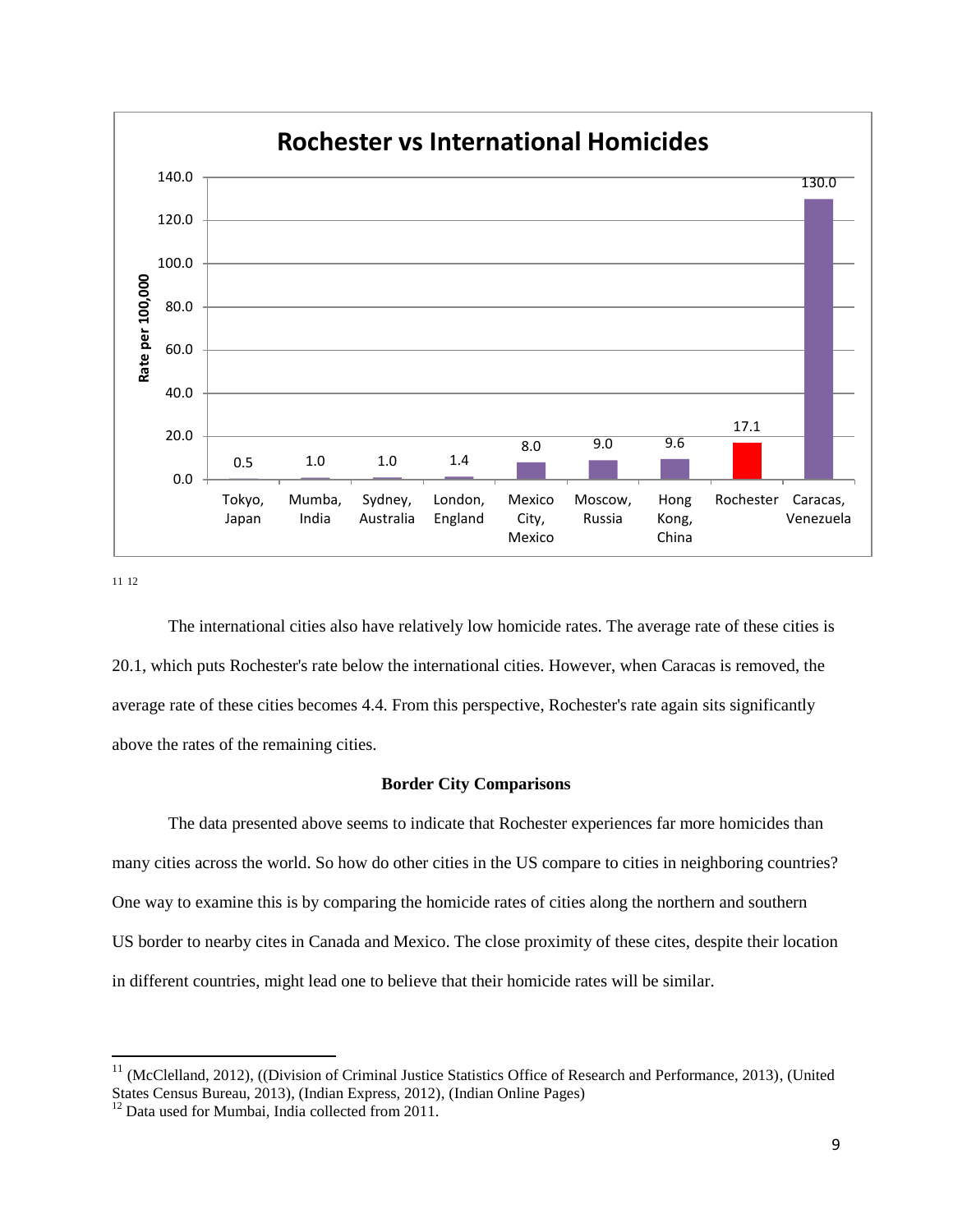**Rochester vs International Homicides**

| City | Rate per 100,000 |
| --- | --- |
| Tokyo, Japan | 0.5 |
| Mumba, India | 1.0 |
| Sydney, Australia | 1.0 |
| London, England | 1.4 |
| Mexico City, Mexico | 8.0 |
| Moscow, Russia | 9.0 |
| Hong Kong, China | 9.6 |
| Rochester | 17.1 |
| Caracas, Venezuela | 130.0 |

[11] [12]

The international cities also have relatively low homicide rates. The average rate of these cities is 20.1, which puts Rochester's rate below the international cities. However, when Caracas is removed, the average rate of these cities becomes 4.4. From this perspective, Rochester's rate again sits significantly above the rates of the remaining cities.

### Border City Comparisons

The data presented above seems to indicate that Rochester experiences far more homicides than many cities across the world. So how do other cities in the US compare to cities in neighboring countries? One way to examine this is by comparing the homicide rates of cities along the northern and southern US border to nearby cites in Canada and Mexico. The close proximity of these cites, despite their location in different countries, might lead one to believe that their homicide rates will be similar.

---

[11] (McClelland, 2012), ((Division of Criminal Justice Statistics Office of Research and Performance, 2013), (United States Census Bureau, 2013), (Indian Express, 2012), (Indian Online Pages)

[12] Data used for Mumbai, India collected from 2011.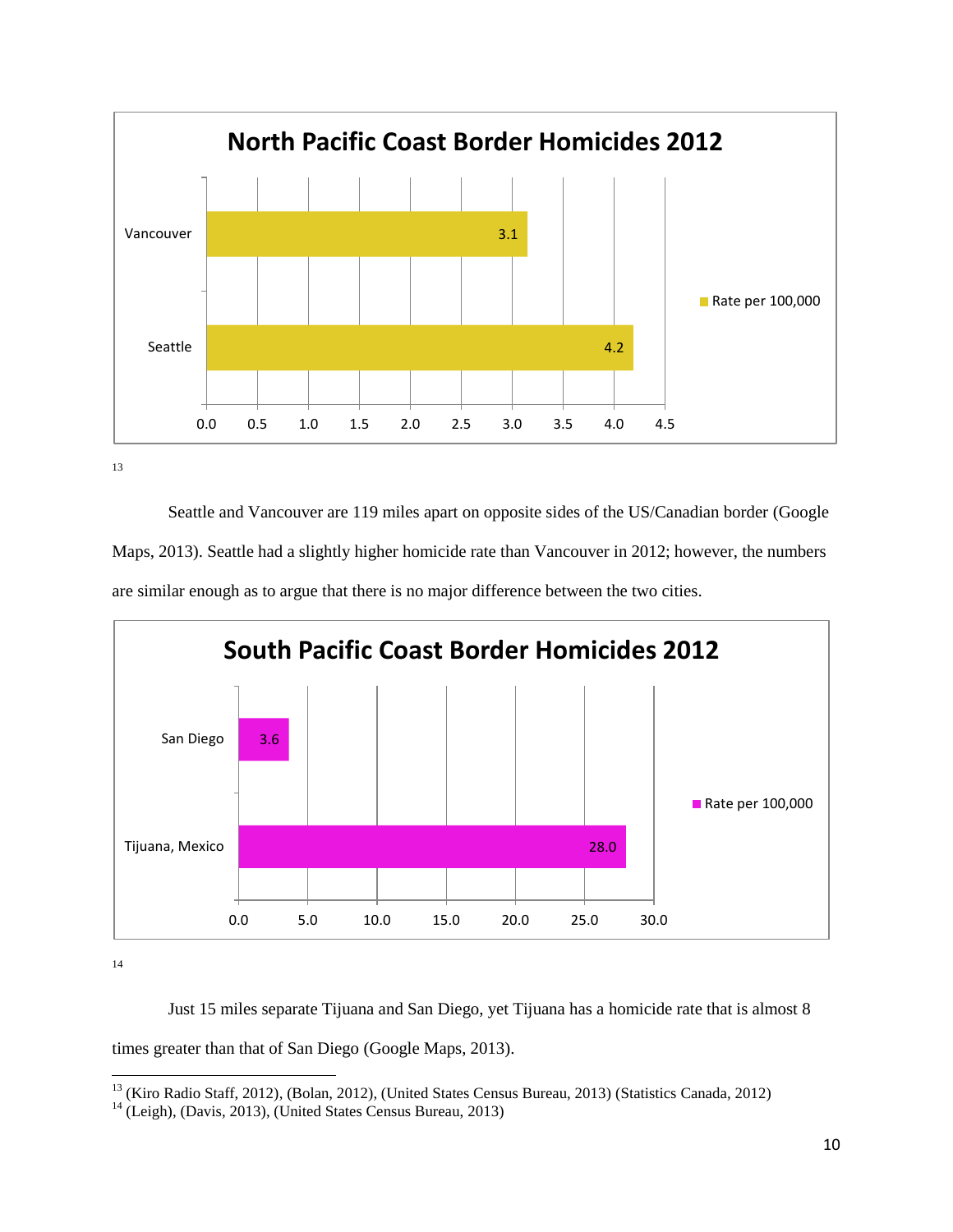**North Pacific Coast Border Homicides 2012**

| City | Rate per 100,000 |
| --- | --- |
| Vancouver | 3.1 |
| Seattle | 4.2 |

[13]

Seattle and Vancouver are 119 miles apart on opposite sides of the US/Canadian border (Google Maps, 2013). Seattle had a slightly higher homicide rate than Vancouver in 2012; however, the numbers are similar enough as to argue that there is no major difference between the two cities.

**South Pacific Coast Border Homicides 2012**

| City | Rate per 100,000 |
| --- | --- |
| San Diego | 3.6 |
| Tijuana, Mexico | 28.0 |

[14]

Just 15 miles separate Tijuana and San Diego, yet Tijuana has a homicide rate that is almost 8 times greater than that of San Diego (Google Maps, 2013).

---

[13] (Kiro Radio Staff, 2012), (Bolan, 2012), (United States Census Bureau, 2013) (Statistics Canada, 2012)

[14] (Leigh), (Davis, 2013), (United States Census Bureau, 2013)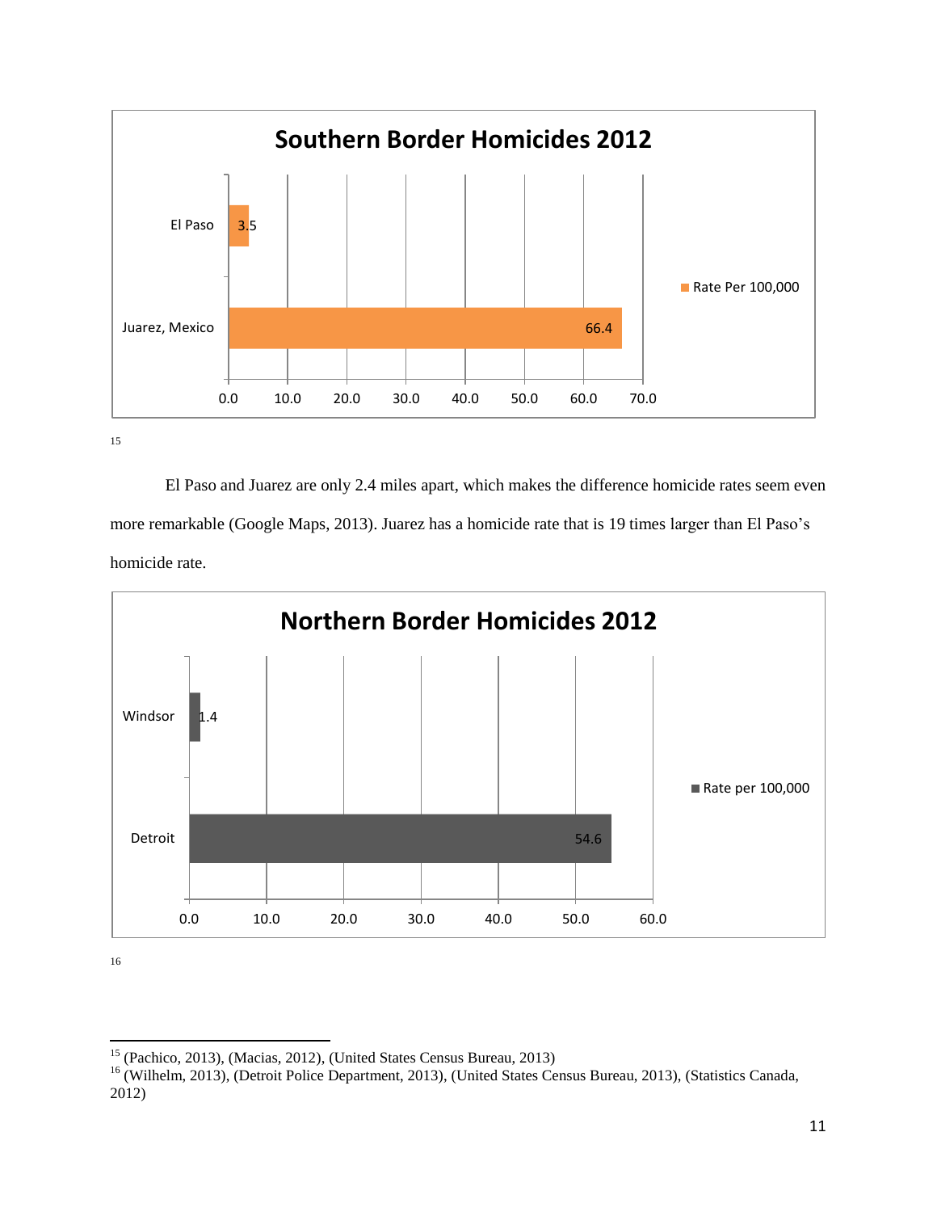**Southern Border Homicides 2012**

| | Rate Per 100,000 |
|---|---|
| El Paso | 3.5 |
| Juarez, Mexico | 66.4 |

[15]

El Paso and Juarez are only 2.4 miles apart, which makes the difference homicide rates seem even more remarkable (Google Maps, 2013). Juarez has a homicide rate that is 19 times larger than El Paso's homicide rate.

**Northern Border Homicides 2012**

| | Rate per 100,000 |
|---|---|
| Windsor | 1.4 |
| Detroit | 54.6 |

[16]

---

[15] (Pachico, 2013), (Macias, 2012), (United States Census Bureau, 2013)

[16] (Wilhelm, 2013), (Detroit Police Department, 2013), (United States Census Bureau, 2013), (Statistics Canada, 2012)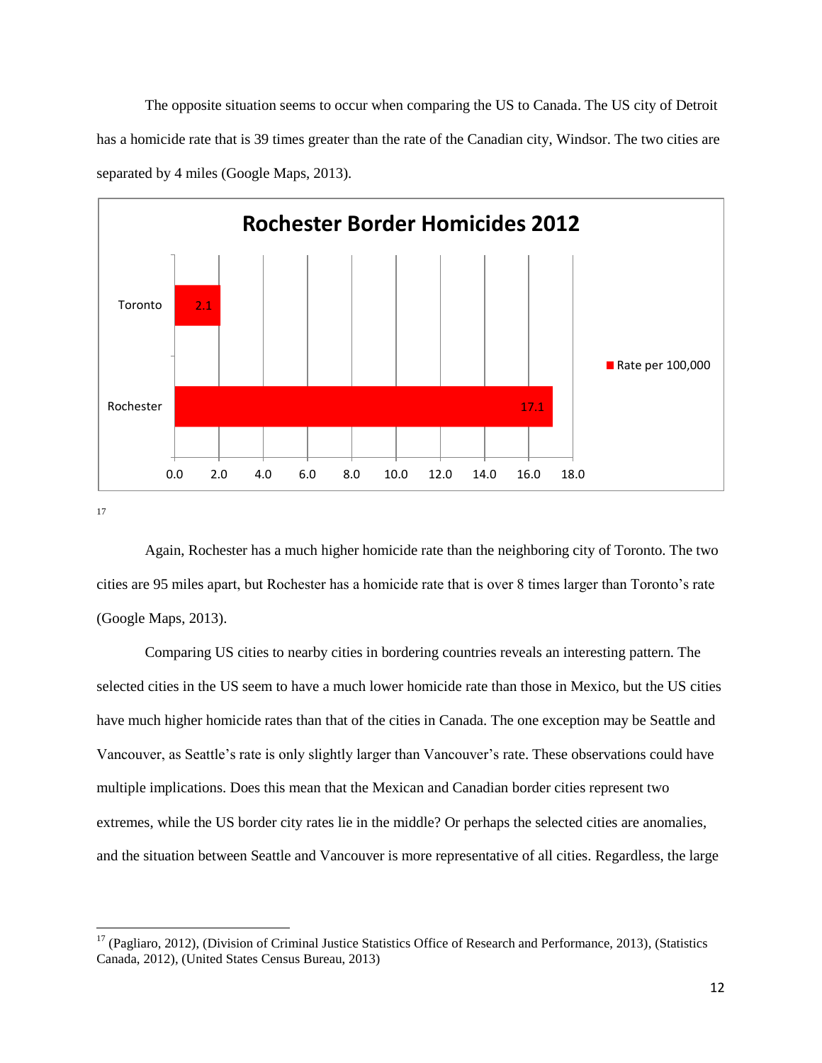The opposite situation seems to occur when comparing the US to Canada. The US city of Detroit has a homicide rate that is 39 times greater than the rate of the Canadian city, Windsor. The two cities are separated by 4 miles (Google Maps, 2013).

**Rochester Border Homicides 2012**

| City | Rate per 100,000 |
|---|---|
| Toronto | 2.1 |
| Rochester | 17.1 |

[17]

Again, Rochester has a much higher homicide rate than the neighboring city of Toronto. The two cities are 95 miles apart, but Rochester has a homicide rate that is over 8 times larger than Toronto's rate (Google Maps, 2013).

Comparing US cities to nearby cities in bordering countries reveals an interesting pattern. The selected cities in the US seem to have a much lower homicide rate than those in Mexico, but the US cities have much higher homicide rates than that of the cities in Canada. The one exception may be Seattle and Vancouver, as Seattle's rate is only slightly larger than Vancouver's rate. These observations could have multiple implications. Does this mean that the Mexican and Canadian border cities represent two extremes, while the US border city rates lie in the middle? Or perhaps the selected cities are anomalies, and the situation between Seattle and Vancouver is more representative of all cities. Regardless, the large

---

[17] (Pagliaro, 2012), (Division of Criminal Justice Statistics Office of Research and Performance, 2013), (Statistics Canada, 2012), (United States Census Bureau, 2013)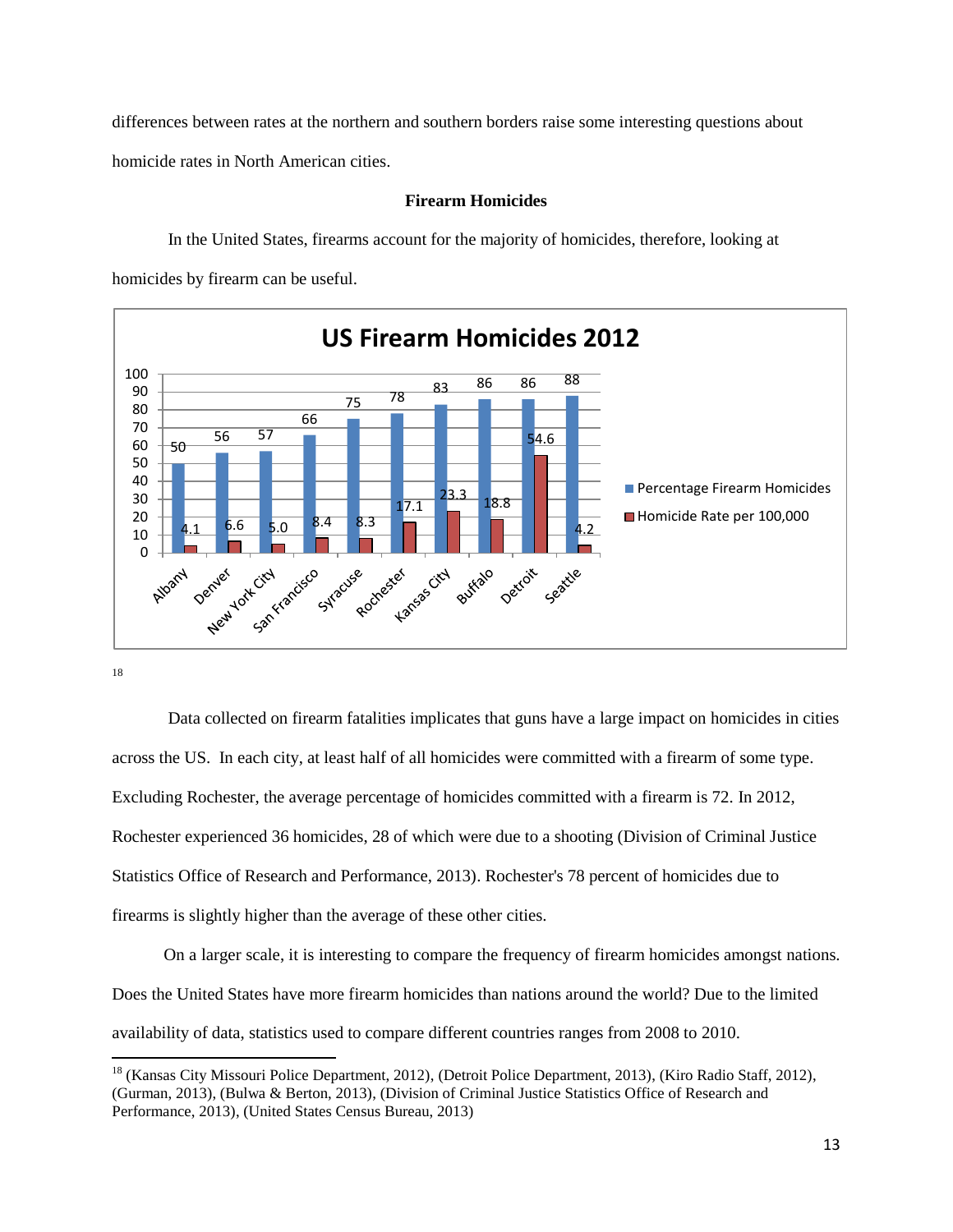differences between rates at the northern and southern borders raise some interesting questions about homicide rates in North American cities.

### Firearm Homicides

In the United States, firearms account for the majority of homicides, therefore, looking at homicides by firearm can be useful.

**US Firearm Homicides 2012**

| City | Percentage Firearm Homicides | Homicide Rate per 100,000 |
|---|---|---|
| Albany | 50 | 4.1 |
| Denver | 56 | 6.6 |
| New York City | 57 | 5.0 |
| San Francisco | 66 | 8.4 |
| Syracuse | 75 | 8.3 |
| Rochester | 78 | 17.1 |
| Kansas City | 83 | 23.3 |
| Buffalo | 86 | 18.8 |
| Detroit | 86 | 54.6 |
| Seattle | 88 | 4.2 |

[18]

Data collected on firearm fatalities implicates that guns have a large impact on homicides in cities across the US. In each city, at least half of all homicides were committed with a firearm of some type. Excluding Rochester, the average percentage of homicides committed with a firearm is 72. In 2012, Rochester experienced 36 homicides, 28 of which were due to a shooting (Division of Criminal Justice Statistics Office of Research and Performance, 2013). Rochester's 78 percent of homicides due to firearms is slightly higher than the average of these other cities.

On a larger scale, it is interesting to compare the frequency of firearm homicides amongst nations. Does the United States have more firearm homicides than nations around the world? Due to the limited availability of data, statistics used to compare different countries ranges from 2008 to 2010.

---

[18] (Kansas City Missouri Police Department, 2012), (Detroit Police Department, 2013), (Kiro Radio Staff, 2012), (Gurman, 2013), (Bulwa & Berton, 2013), (Division of Criminal Justice Statistics Office of Research and Performance, 2013), (United States Census Bureau, 2013)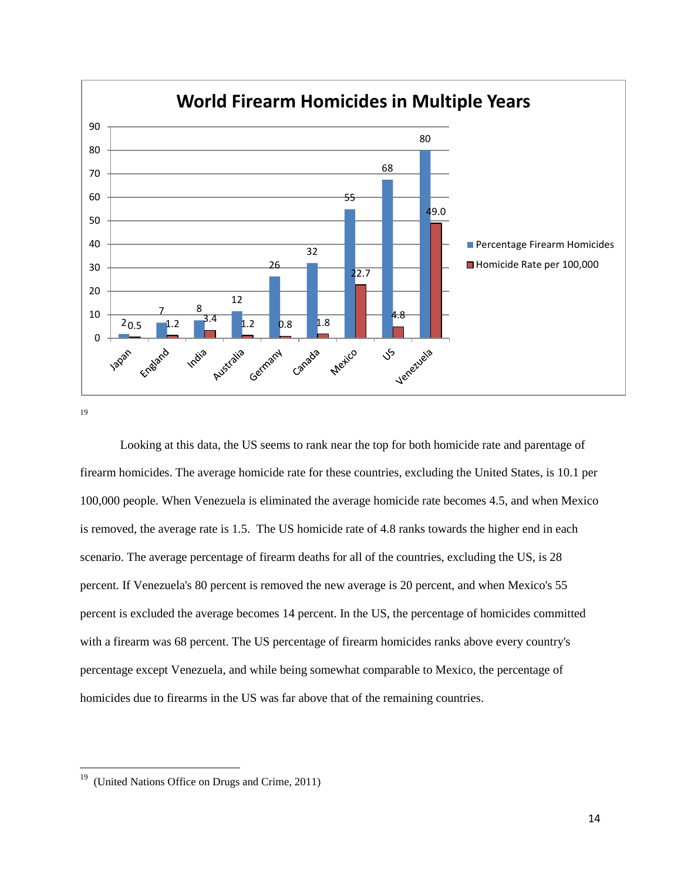**World Firearm Homicides in Multiple Years**

| Country | Percentage Firearm Homicides | Homicide Rate per 100,000 |
|---|---|---|
| Japan | 2 | 0.5 |
| England | 7 | 1.2 |
| India | 8 | 3.4 |
| Australia | 12 | 1.2 |
| Germany | 26 | 0.8 |
| Canada | 32 | 1.8 |
| Mexico | 55 | 22.7 |
| US | 68 | 4.8 |
| Venezuela | 80 | 49.0 |

[19]

Looking at this data, the US seems to rank near the top for both homicide rate and parentage of firearm homicides. The average homicide rate for these countries, excluding the United States, is 10.1 per 100,000 people. When Venezuela is eliminated the average homicide rate becomes 4.5, and when Mexico is removed, the average rate is 1.5. The US homicide rate of 4.8 ranks towards the higher end in each scenario. The average percentage of firearm deaths for all of the countries, excluding the US, is 28 percent. If Venezuela's 80 percent is removed the new average is 20 percent, and when Mexico's 55 percent is excluded the average becomes 14 percent. In the US, the percentage of homicides committed with a firearm was 68 percent. The US percentage of firearm homicides ranks above every country's percentage except Venezuela, and while being somewhat comparable to Mexico, the percentage of homicides due to firearms in the US was far above that of the remaining countries.

---

[19] (United Nations Office on Drugs and Crime, 2011)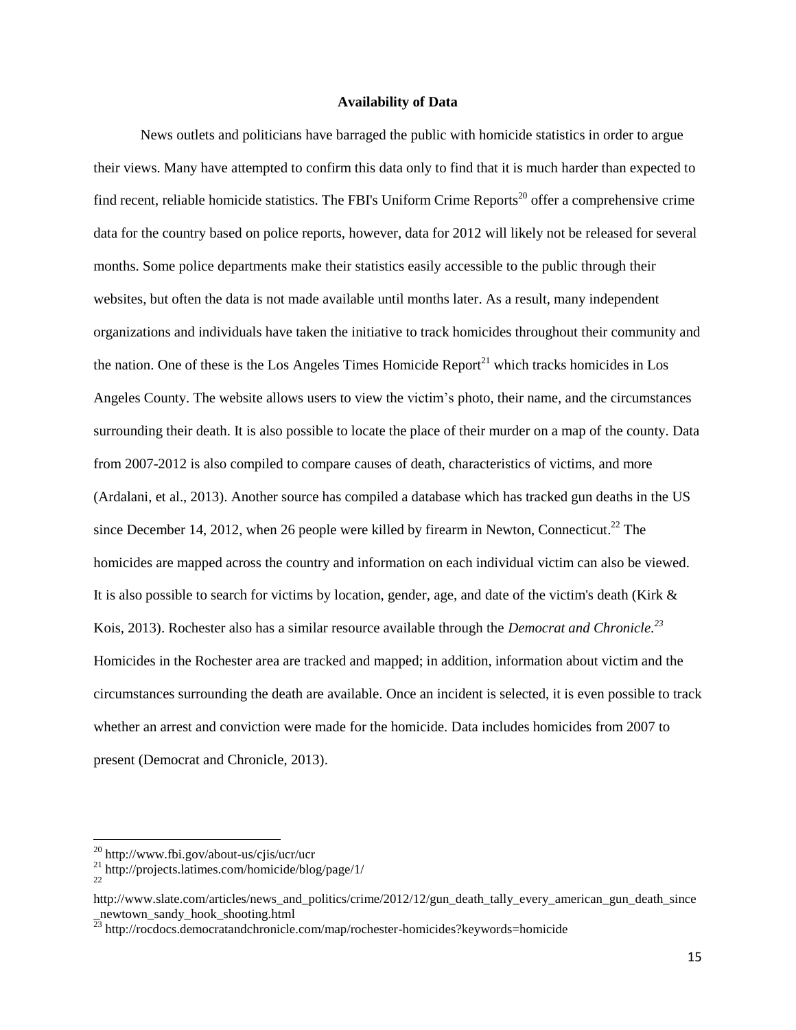**Availability of Data**

News outlets and politicians have barraged the public with homicide statistics in order to argue their views. Many have attempted to confirm this data only to find that it is much harder than expected to find recent, reliable homicide statistics. The FBI's Uniform Crime Reports[20] offer a comprehensive crime data for the country based on police reports, however, data for 2012 will likely not be released for several months. Some police departments make their statistics easily accessible to the public through their websites, but often the data is not made available until months later. As a result, many independent organizations and individuals have taken the initiative to track homicides throughout their community and the nation. One of these is the Los Angeles Times Homicide Report[21] which tracks homicides in Los Angeles County. The website allows users to view the victim's photo, their name, and the circumstances surrounding their death. It is also possible to locate the place of their murder on a map of the county. Data from 2007-2012 is also compiled to compare causes of death, characteristics of victims, and more (Ardalani, et al., 2013). Another source has compiled a database which has tracked gun deaths in the US since December 14, 2012, when 26 people were killed by firearm in Newton, Connecticut.[22] The homicides are mapped across the country and information on each individual victim can also be viewed. It is also possible to search for victims by location, gender, age, and date of the victim's death (Kirk & Kois, 2013). Rochester also has a similar resource available through the *Democrat and Chronicle*.[23] Homicides in the Rochester area are tracked and mapped; in addition, information about victim and the circumstances surrounding the death are available. Once an incident is selected, it is even possible to track whether an arrest and conviction were made for the homicide. Data includes homicides from 2007 to present (Democrat and Chronicle, 2013).

---

[20] http://www.fbi.gov/about-us/cjis/ucr/ucr

[21] http://projects.latimes.com/homicide/blog/page/1/

[22] http://www.slate.com/articles/news_and_politics/crime/2012/12/gun_death_tally_every_american_gun_death_since_newtown_sandy_hook_shooting.html

[23] http://rocdocs.democratandchronicle.com/map/rochester-homicides?keywords=homicide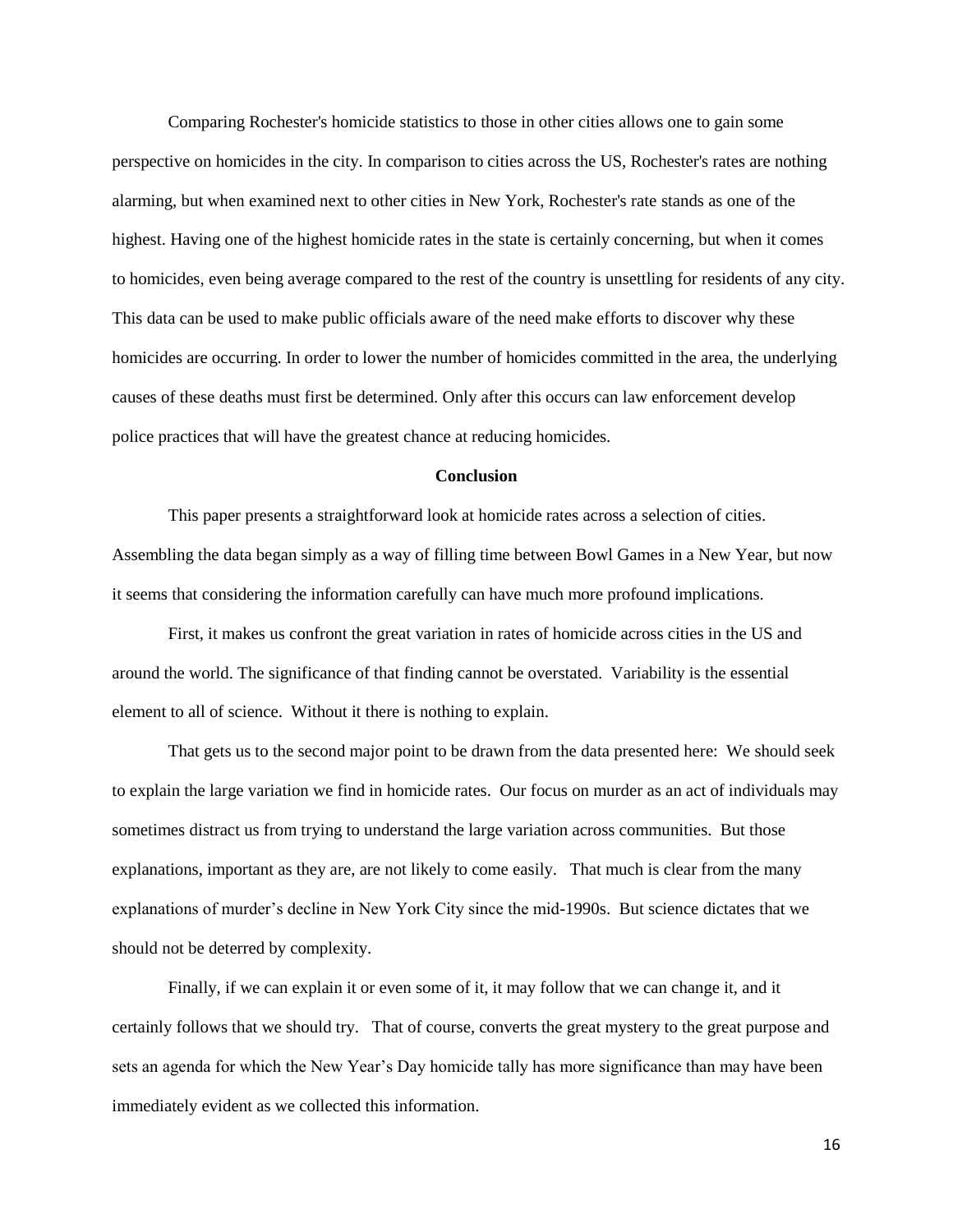Comparing Rochester's homicide statistics to those in other cities allows one to gain some perspective on homicides in the city. In comparison to cities across the US, Rochester's rates are nothing alarming, but when examined next to other cities in New York, Rochester's rate stands as one of the highest. Having one of the highest homicide rates in the state is certainly concerning, but when it comes to homicides, even being average compared to the rest of the country is unsettling for residents of any city. This data can be used to make public officials aware of the need make efforts to discover why these homicides are occurring. In order to lower the number of homicides committed in the area, the underlying causes of these deaths must first be determined. Only after this occurs can law enforcement develop police practices that will have the greatest chance at reducing homicides.

## Conclusion

This paper presents a straightforward look at homicide rates across a selection of cities. Assembling the data began simply as a way of filling time between Bowl Games in a New Year, but now it seems that considering the information carefully can have much more profound implications.

First, it makes us confront the great variation in rates of homicide across cities in the US and around the world. The significance of that finding cannot be overstated. Variability is the essential element to all of science. Without it there is nothing to explain.

That gets us to the second major point to be drawn from the data presented here: We should seek to explain the large variation we find in homicide rates. Our focus on murder as an act of individuals may sometimes distract us from trying to understand the large variation across communities. But those explanations, important as they are, are not likely to come easily. That much is clear from the many explanations of murder's decline in New York City since the mid-1990s. But science dictates that we should not be deterred by complexity.

Finally, if we can explain it or even some of it, it may follow that we can change it, and it certainly follows that we should try. That of course, converts the great mystery to the great purpose and sets an agenda for which the New Year's Day homicide tally has more significance than may have been immediately evident as we collected this information.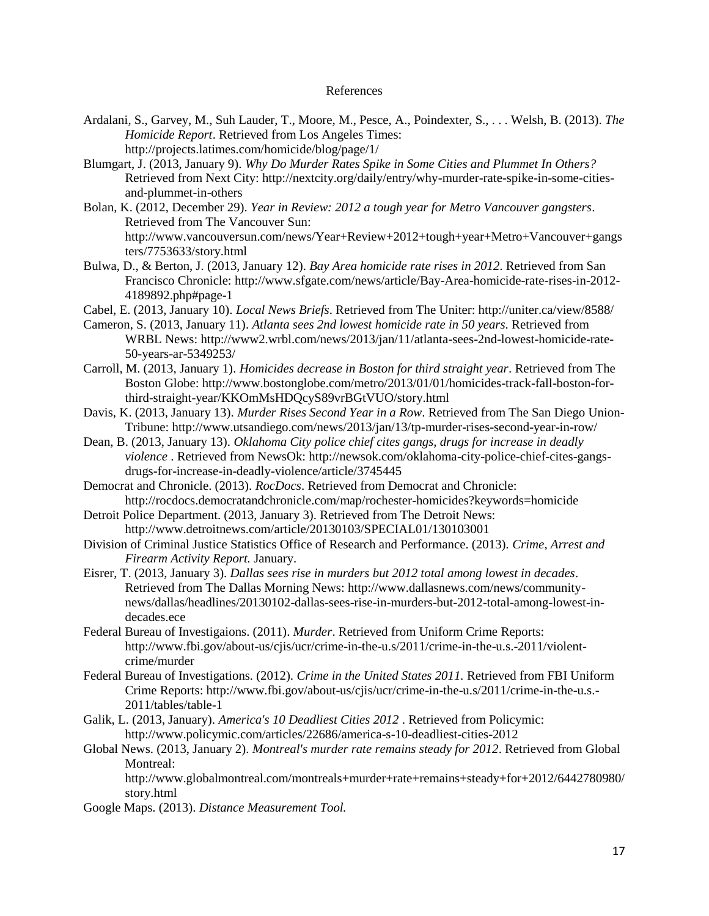# References

Ardalani, S., Garvey, M., Suh Lauder, T., Moore, M., Pesce, A., Poindexter, S., . . . Welsh, B. (2013). *The Homicide Report*. Retrieved from Los Angeles Times: http://projects.latimes.com/homicide/blog/page/1/

Blumgart, J. (2013, January 9). *Why Do Murder Rates Spike in Some Cities and Plummet In Others?* Retrieved from Next City: http://nextcity.org/daily/entry/why-murder-rate-spike-in-some-cities-and-plummet-in-others

Bolan, K. (2012, December 29). *Year in Review: 2012 a tough year for Metro Vancouver gangsters*. Retrieved from The Vancouver Sun: http://www.vancouversun.com/news/Year+Review+2012+tough+year+Metro+Vancouver+gangsters/7753633/story.html

Bulwa, D., & Berton, J. (2013, January 12). *Bay Area homicide rate rises in 2012*. Retrieved from San Francisco Chronicle: http://www.sfgate.com/news/article/Bay-Area-homicide-rate-rises-in-2012-4189892.php#page-1

Cabel, E. (2013, January 10). *Local News Briefs*. Retrieved from The Uniter: http://uniter.ca/view/8588/

Cameron, S. (2013, January 11). *Atlanta sees 2nd lowest homicide rate in 50 years*. Retrieved from WRBL News: http://www2.wrbl.com/news/2013/jan/11/atlanta-sees-2nd-lowest-homicide-rate-50-years-ar-5349253/

Carroll, M. (2013, January 1). *Homicides decrease in Boston for third straight year*. Retrieved from The Boston Globe: http://www.bostonglobe.com/metro/2013/01/01/homicides-track-fall-boston-for-third-straight-year/KKOmMsHDQcyS89vrBGtVUO/story.html

Davis, K. (2013, January 13). *Murder Rises Second Year in a Row*. Retrieved from The San Diego Union-Tribune: http://www.utsandiego.com/news/2013/jan/13/tp-murder-rises-second-year-in-row/

Dean, B. (2013, January 13). *Oklahoma City police chief cites gangs, drugs for increase in deadly violence* . Retrieved from NewsOk: http://newsok.com/oklahoma-city-police-chief-cites-gangs-drugs-for-increase-in-deadly-violence/article/3745445

Democrat and Chronicle. (2013). *RocDocs*. Retrieved from Democrat and Chronicle: http://rocdocs.democratandchronicle.com/map/rochester-homicides?keywords=homicide

Detroit Police Department. (2013, January 3). Retrieved from The Detroit News: http://www.detroitnews.com/article/20130103/SPECIAL01/130103001

Division of Criminal Justice Statistics Office of Research and Performance. (2013). *Crime, Arrest and Firearm Activity Report.* January.

Eisrer, T. (2013, January 3). *Dallas sees rise in murders but 2012 total among lowest in decades*. Retrieved from The Dallas Morning News: http://www.dallasnews.com/news/community-news/dallas/headlines/20130102-dallas-sees-rise-in-murders-but-2012-total-among-lowest-in-decades.ece

Federal Bureau of Investigaions. (2011). *Murder*. Retrieved from Uniform Crime Reports: http://www.fbi.gov/about-us/cjis/ucr/crime-in-the-u.s/2011/crime-in-the-u.s.-2011/violent-crime/murder

Federal Bureau of Investigations. (2012). *Crime in the United States 2011.* Retrieved from FBI Uniform Crime Reports: http://www.fbi.gov/about-us/cjis/ucr/crime-in-the-u.s/2011/crime-in-the-u.s.-2011/tables/table-1

Galik, L. (2013, January). *America's 10 Deadliest Cities 2012* . Retrieved from Policymic: http://www.policymic.com/articles/22686/america-s-10-deadliest-cities-2012

Global News. (2013, January 2). *Montreal's murder rate remains steady for 2012*. Retrieved from Global Montreal: http://www.globalmontreal.com/montreals+murder+rate+remains+steady+for+2012/6442780980/story.html

Google Maps. (2013). *Distance Measurement Tool.*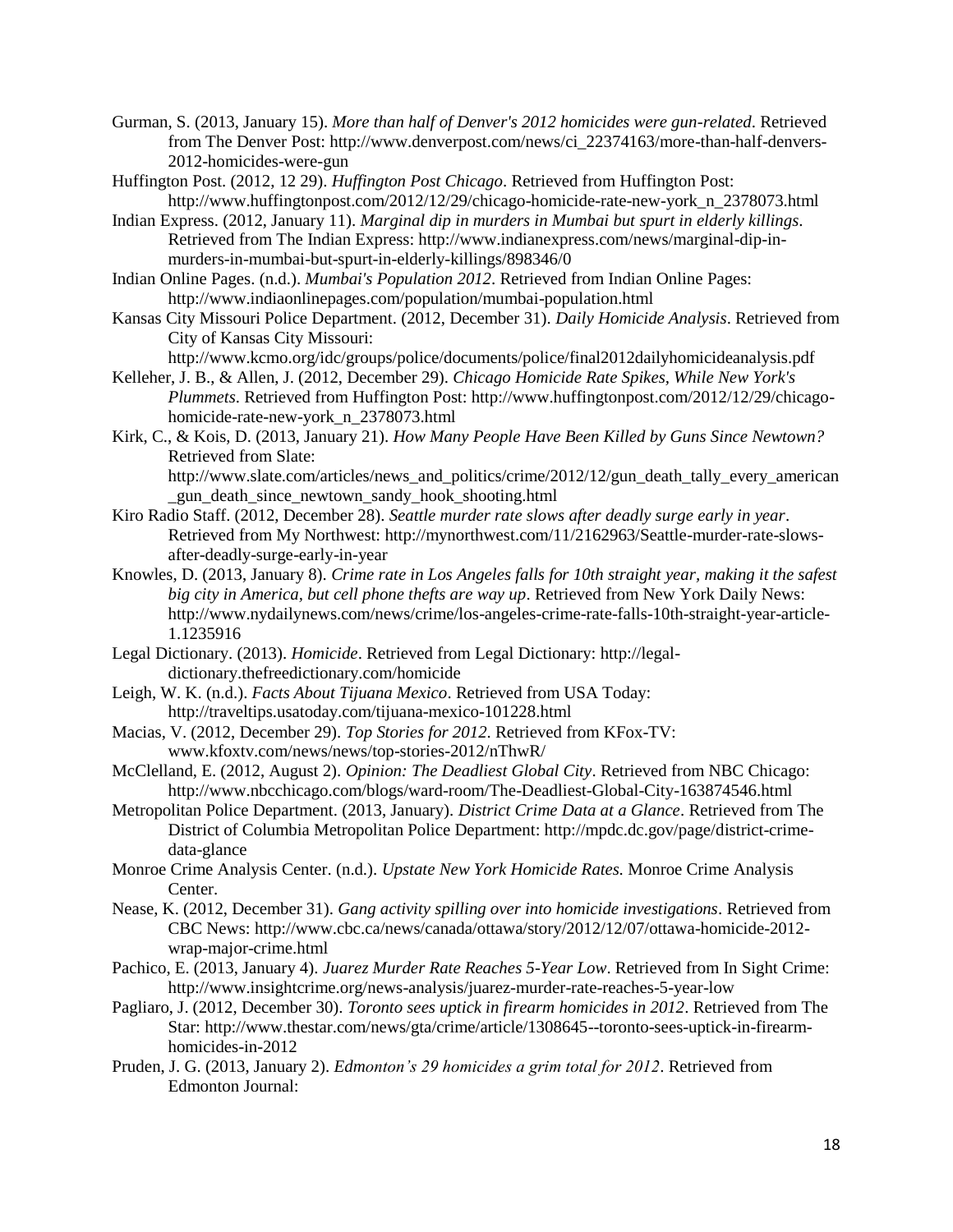Gurman, S. (2013, January 15). *More than half of Denver's 2012 homicides were gun-related*. Retrieved from The Denver Post: http://www.denverpost.com/news/ci_22374163/more-than-half-denvers-2012-homicides-were-gun

Huffington Post. (2012, 12 29). *Huffington Post Chicago*. Retrieved from Huffington Post: http://www.huffingtonpost.com/2012/12/29/chicago-homicide-rate-new-york_n_2378073.html

Indian Express. (2012, January 11). *Marginal dip in murders in Mumbai but spurt in elderly killings*. Retrieved from The Indian Express: http://www.indianexpress.com/news/marginal-dip-in-murders-in-mumbai-but-spurt-in-elderly-killings/898346/0

Indian Online Pages. (n.d.). *Mumbai's Population 2012*. Retrieved from Indian Online Pages: http://www.indiaonlinepages.com/population/mumbai-population.html

Kansas City Missouri Police Department. (2012, December 31). *Daily Homicide Analysis*. Retrieved from City of Kansas City Missouri: http://www.kcmo.org/idc/groups/police/documents/police/final2012dailyhomicideanalysis.pdf

Kelleher, J. B., & Allen, J. (2012, December 29). *Chicago Homicide Rate Spikes, While New York's Plummets*. Retrieved from Huffington Post: http://www.huffingtonpost.com/2012/12/29/chicago-homicide-rate-new-york_n_2378073.html

Kirk, C., & Kois, D. (2013, January 21). *How Many People Have Been Killed by Guns Since Newtown?* Retrieved from Slate: http://www.slate.com/articles/news_and_politics/crime/2012/12/gun_death_tally_every_american_gun_death_since_newtown_sandy_hook_shooting.html

Kiro Radio Staff. (2012, December 28). *Seattle murder rate slows after deadly surge early in year*. Retrieved from My Northwest: http://mynorthwest.com/11/2162963/Seattle-murder-rate-slows-after-deadly-surge-early-in-year

Knowles, D. (2013, January 8). *Crime rate in Los Angeles falls for 10th straight year, making it the safest big city in America, but cell phone thefts are way up*. Retrieved from New York Daily News: http://www.nydailynews.com/news/crime/los-angeles-crime-rate-falls-10th-straight-year-article-1.1235916

Legal Dictionary. (2013). *Homicide*. Retrieved from Legal Dictionary: http://legal-dictionary.thefreedictionary.com/homicide

Leigh, W. K. (n.d.). *Facts About Tijuana Mexico*. Retrieved from USA Today: http://traveltips.usatoday.com/tijuana-mexico-101228.html

Macias, V. (2012, December 29). *Top Stories for 2012*. Retrieved from KFox-TV: www.kfoxtv.com/news/news/top-stories-2012/nThwR/

McClelland, E. (2012, August 2). *Opinion: The Deadliest Global City*. Retrieved from NBC Chicago: http://www.nbcchicago.com/blogs/ward-room/The-Deadliest-Global-City-163874546.html

Metropolitan Police Department. (2013, January). *District Crime Data at a Glance*. Retrieved from The District of Columbia Metropolitan Police Department: http://mpdc.dc.gov/page/district-crime-data-glance

Monroe Crime Analysis Center. (n.d.). *Upstate New York Homicide Rates.* Monroe Crime Analysis Center.

Nease, K. (2012, December 31). *Gang activity spilling over into homicide investigations*. Retrieved from CBC News: http://www.cbc.ca/news/canada/ottawa/story/2012/12/07/ottawa-homicide-2012-wrap-major-crime.html

Pachico, E. (2013, January 4). *Juarez Murder Rate Reaches 5-Year Low*. Retrieved from In Sight Crime: http://www.insightcrime.org/news-analysis/juarez-murder-rate-reaches-5-year-low

Pagliaro, J. (2012, December 30). *Toronto sees uptick in firearm homicides in 2012*. Retrieved from The Star: http://www.thestar.com/news/gta/crime/article/1308645--toronto-sees-uptick-in-firearm-homicides-in-2012

Pruden, J. G. (2013, January 2). *Edmonton's 29 homicides a grim total for 2012*. Retrieved from Edmonton Journal: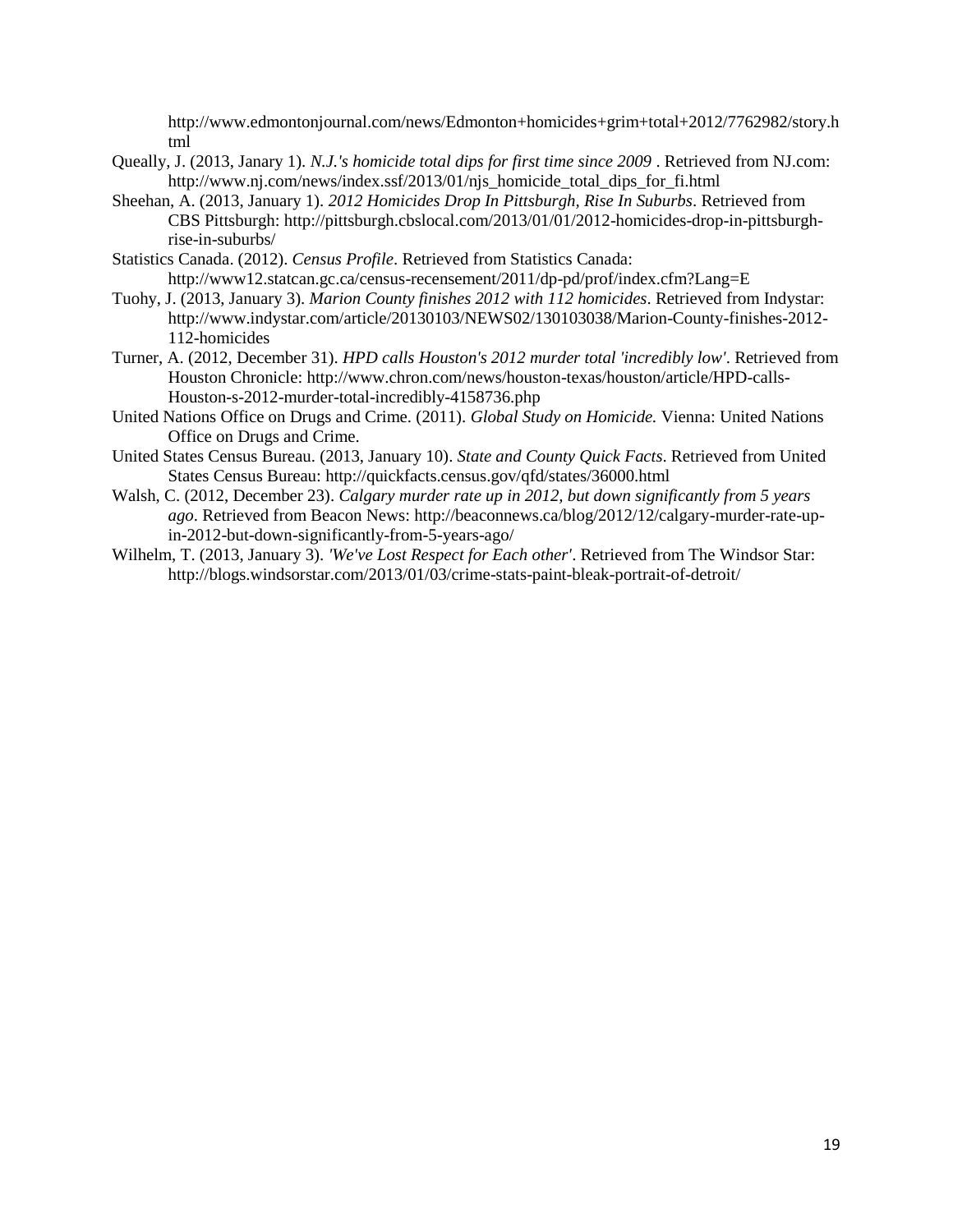http://www.edmontonjournal.com/news/Edmonton+homicides+grim+total+2012/7762982/story.html

Queally, J. (2013, Janary 1). *N.J.'s homicide total dips for first time since 2009* . Retrieved from NJ.com: http://www.nj.com/news/index.ssf/2013/01/njs_homicide_total_dips_for_fi.html

Sheehan, A. (2013, January 1). *2012 Homicides Drop In Pittsburgh, Rise In Suburbs*. Retrieved from CBS Pittsburgh: http://pittsburgh.cbslocal.com/2013/01/01/2012-homicides-drop-in-pittsburgh-rise-in-suburbs/

Statistics Canada. (2012). *Census Profile*. Retrieved from Statistics Canada: http://www12.statcan.gc.ca/census-recensement/2011/dp-pd/prof/index.cfm?Lang=E

Tuohy, J. (2013, January 3). *Marion County finishes 2012 with 112 homicides*. Retrieved from Indystar: http://www.indystar.com/article/20130103/NEWS02/130103038/Marion-County-finishes-2012-112-homicides

Turner, A. (2012, December 31). *HPD calls Houston's 2012 murder total 'incredibly low'*. Retrieved from Houston Chronicle: http://www.chron.com/news/houston-texas/houston/article/HPD-calls-Houston-s-2012-murder-total-incredibly-4158736.php

United Nations Office on Drugs and Crime. (2011). *Global Study on Homicide.* Vienna: United Nations Office on Drugs and Crime.

United States Census Bureau. (2013, January 10). *State and County Quick Facts*. Retrieved from United States Census Bureau: http://quickfacts.census.gov/qfd/states/36000.html

Walsh, C. (2012, December 23). *Calgary murder rate up in 2012, but down significantly from 5 years ago*. Retrieved from Beacon News: http://beaconnews.ca/blog/2012/12/calgary-murder-rate-up-in-2012-but-down-significantly-from-5-years-ago/

Wilhelm, T. (2013, January 3). *'We've Lost Respect for Each other'*. Retrieved from The Windsor Star: http://blogs.windsorstar.com/2013/01/03/crime-stats-paint-bleak-portrait-of-detroit/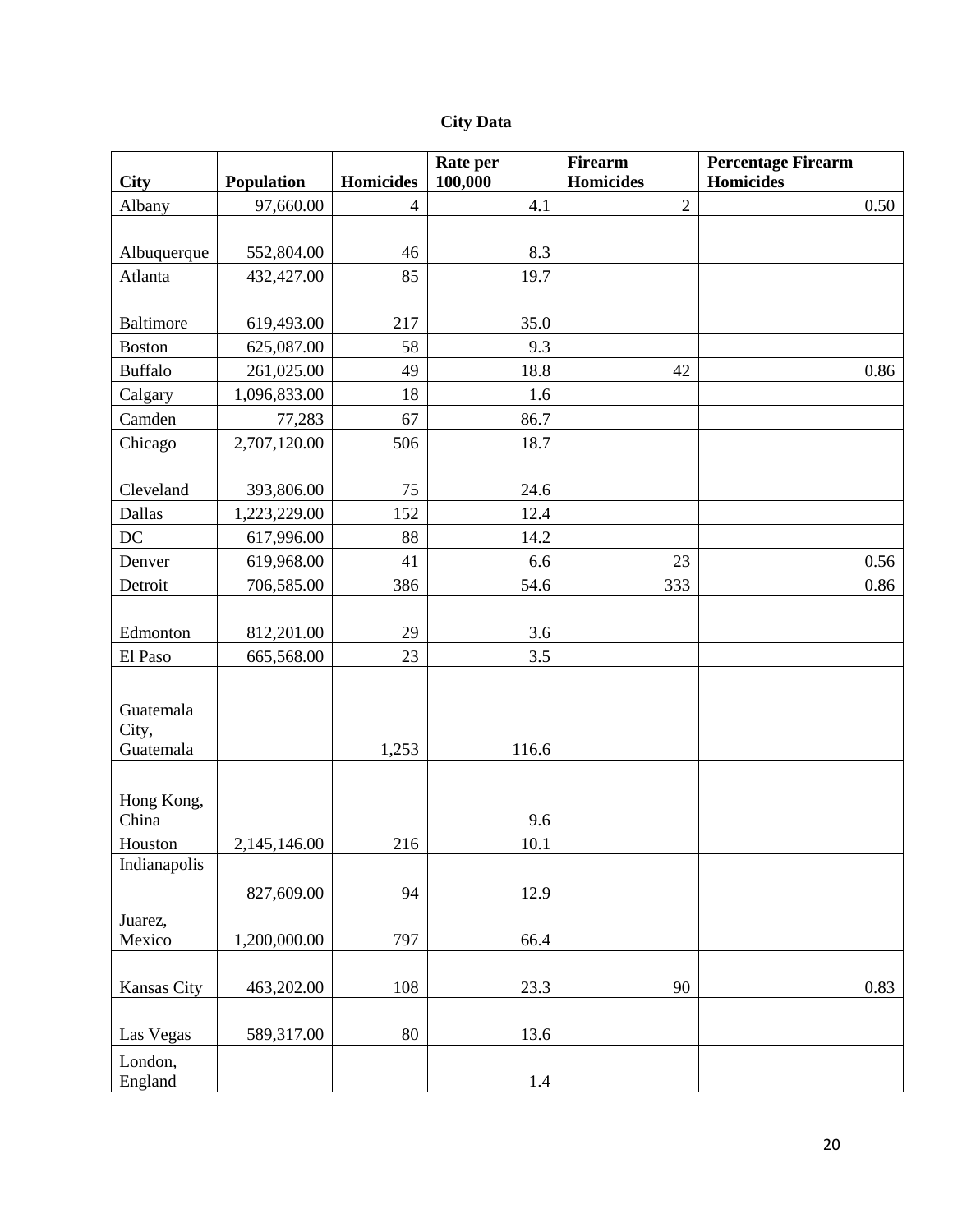**City Data**

| City | Population | Homicides | Rate per 100,000 | Firearm Homicides | Percentage Firearm Homicides |
|---|---|---|---|---|---|
| Albany | 97,660.00 | 4 | 4.1 | 2 | 0.50 |
| Albuquerque | 552,804.00 | 46 | 8.3 | | |
| Atlanta | 432,427.00 | 85 | 19.7 | | |
| Baltimore | 619,493.00 | 217 | 35.0 | | |
| Boston | 625,087.00 | 58 | 9.3 | | |
| Buffalo | 261,025.00 | 49 | 18.8 | 42 | 0.86 |
| Calgary | 1,096,833.00 | 18 | 1.6 | | |
| Camden | 77,283 | 67 | 86.7 | | |
| Chicago | 2,707,120.00 | 506 | 18.7 | | |
| Cleveland | 393,806.00 | 75 | 24.6 | | |
| Dallas | 1,223,229.00 | 152 | 12.4 | | |
| DC | 617,996.00 | 88 | 14.2 | | |
| Denver | 619,968.00 | 41 | 6.6 | 23 | 0.56 |
| Detroit | 706,585.00 | 386 | 54.6 | 333 | 0.86 |
| Edmonton | 812,201.00 | 29 | 3.6 | | |
| El Paso | 665,568.00 | 23 | 3.5 | | |
| Guatemala City, Guatemala | | 1,253 | 116.6 | | |
| Hong Kong, China | | | 9.6 | | |
| Houston | 2,145,146.00 | 216 | 10.1 | | |
| Indianapolis | 827,609.00 | 94 | 12.9 | | |
| Juarez, Mexico | 1,200,000.00 | 797 | 66.4 | | |
| Kansas City | 463,202.00 | 108 | 23.3 | 90 | 0.83 |
| Las Vegas | 589,317.00 | 80 | 13.6 | | |
| London, England | | | 1.4 | | |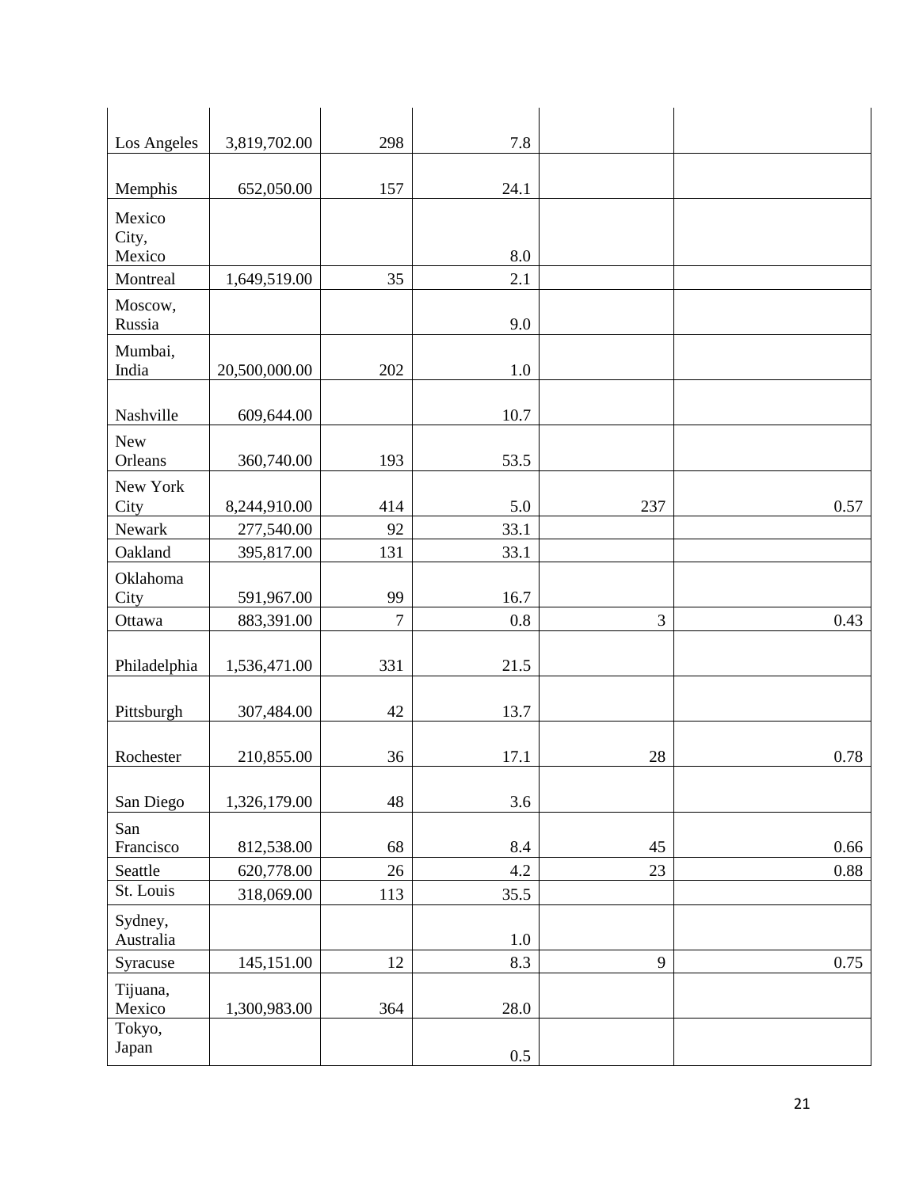| | | | | | |
|---|---|---|---|---|---|
| Los Angeles | 3,819,702.00 | 298 | 7.8 | | |
| Memphis | 652,050.00 | 157 | 24.1 | | |
| Mexico City, Mexico | | | 8.0 | | |
| Montreal | 1,649,519.00 | 35 | 2.1 | | |
| Moscow, Russia | | | 9.0 | | |
| Mumbai, India | 20,500,000.00 | 202 | 1.0 | | |
| Nashville | 609,644.00 | | 10.7 | | |
| New Orleans | 360,740.00 | 193 | 53.5 | | |
| New York City | 8,244,910.00 | 414 | 5.0 | 237 | 0.57 |
| Newark | 277,540.00 | 92 | 33.1 | | |
| Oakland | 395,817.00 | 131 | 33.1 | | |
| Oklahoma City | 591,967.00 | 99 | 16.7 | | |
| Ottawa | 883,391.00 | 7 | 0.8 | 3 | 0.43 |
| Philadelphia | 1,536,471.00 | 331 | 21.5 | | |
| Pittsburgh | 307,484.00 | 42 | 13.7 | | |
| Rochester | 210,855.00 | 36 | 17.1 | 28 | 0.78 |
| San Diego | 1,326,179.00 | 48 | 3.6 | | |
| San Francisco | 812,538.00 | 68 | 8.4 | 45 | 0.66 |
| Seattle | 620,778.00 | 26 | 4.2 | 23 | 0.88 |
| St. Louis | 318,069.00 | 113 | 35.5 | | |
| Sydney, Australia | | | 1.0 | | |
| Syracuse | 145,151.00 | 12 | 8.3 | 9 | 0.75 |
| Tijuana, Mexico | 1,300,983.00 | 364 | 28.0 | | |
| Tokyo, Japan | | | 0.5 | | |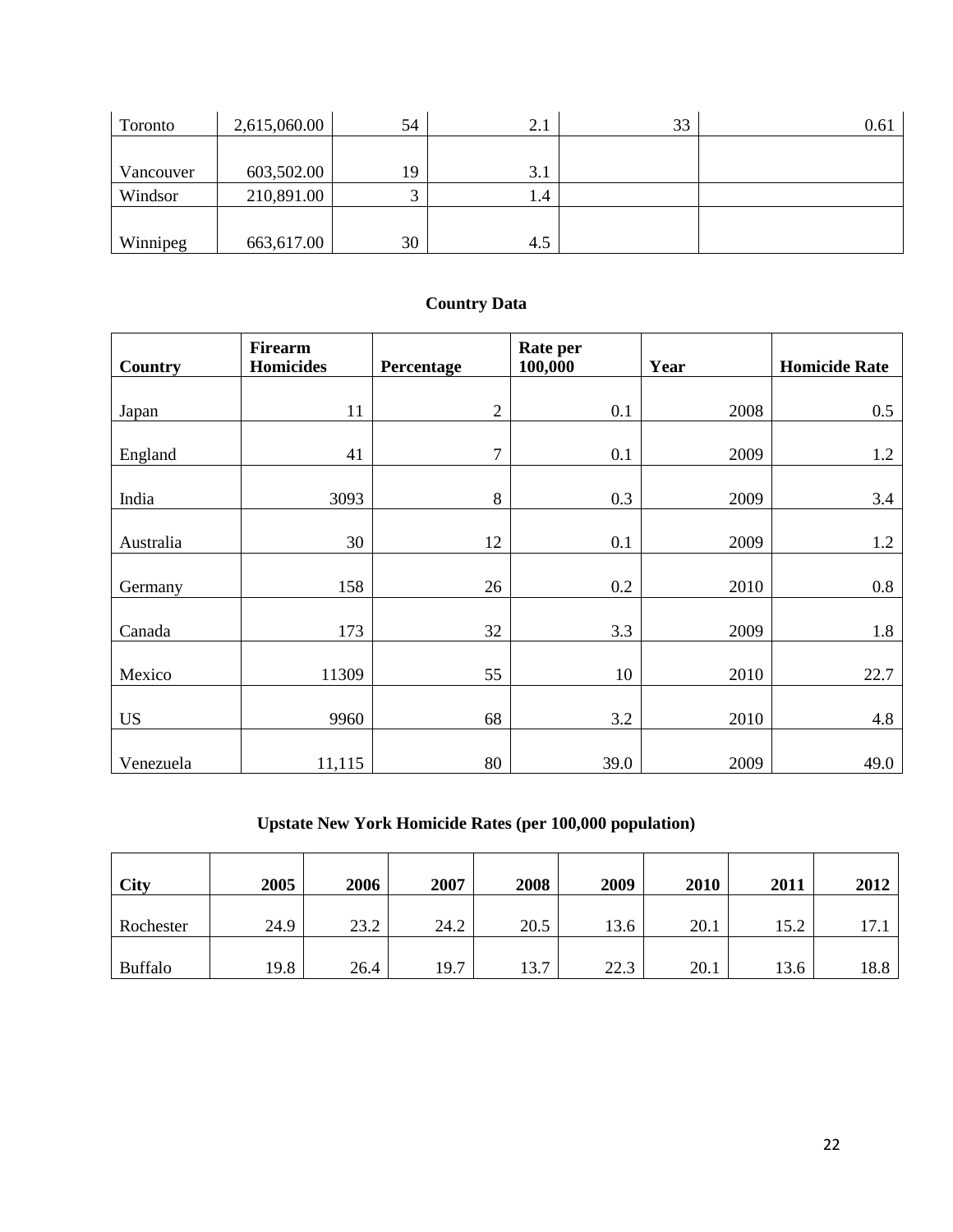| | | | | | |
|---|---|---|---|---|---|
| Toronto | 2,615,060.00 | 54 | 2.1 | 33 | 0.61 |
| Vancouver | 603,502.00 | 19 | 3.1 | | |
| Windsor | 210,891.00 | 3 | 1.4 | | |
| Winnipeg | 663,617.00 | 30 | 4.5 | | |

**Country Data**

| Country | Firearm Homicides | Percentage | Rate per 100,000 | Year | Homicide Rate |
|---|---|---|---|---|---|
| Japan | 11 | 2 | 0.1 | 2008 | 0.5 |
| England | 41 | 7 | 0.1 | 2009 | 1.2 |
| India | 3093 | 8 | 0.3 | 2009 | 3.4 |
| Australia | 30 | 12 | 0.1 | 2009 | 1.2 |
| Germany | 158 | 26 | 0.2 | 2010 | 0.8 |
| Canada | 173 | 32 | 3.3 | 2009 | 1.8 |
| Mexico | 11309 | 55 | 10 | 2010 | 22.7 |
| US | 9960 | 68 | 3.2 | 2010 | 4.8 |
| Venezuela | 11,115 | 80 | 39.0 | 2009 | 49.0 |

**Upstate New York Homicide Rates (per 100,000 population)**

| City | 2005 | 2006 | 2007 | 2008 | 2009 | 2010 | 2011 | 2012 |
|---|---|---|---|---|---|---|---|---|
| Rochester | 24.9 | 23.2 | 24.2 | 20.5 | 13.6 | 20.1 | 15.2 | 17.1 |
| Buffalo | 19.8 | 26.4 | 19.7 | 13.7 | 22.3 | 20.1 | 13.6 | 18.8 |